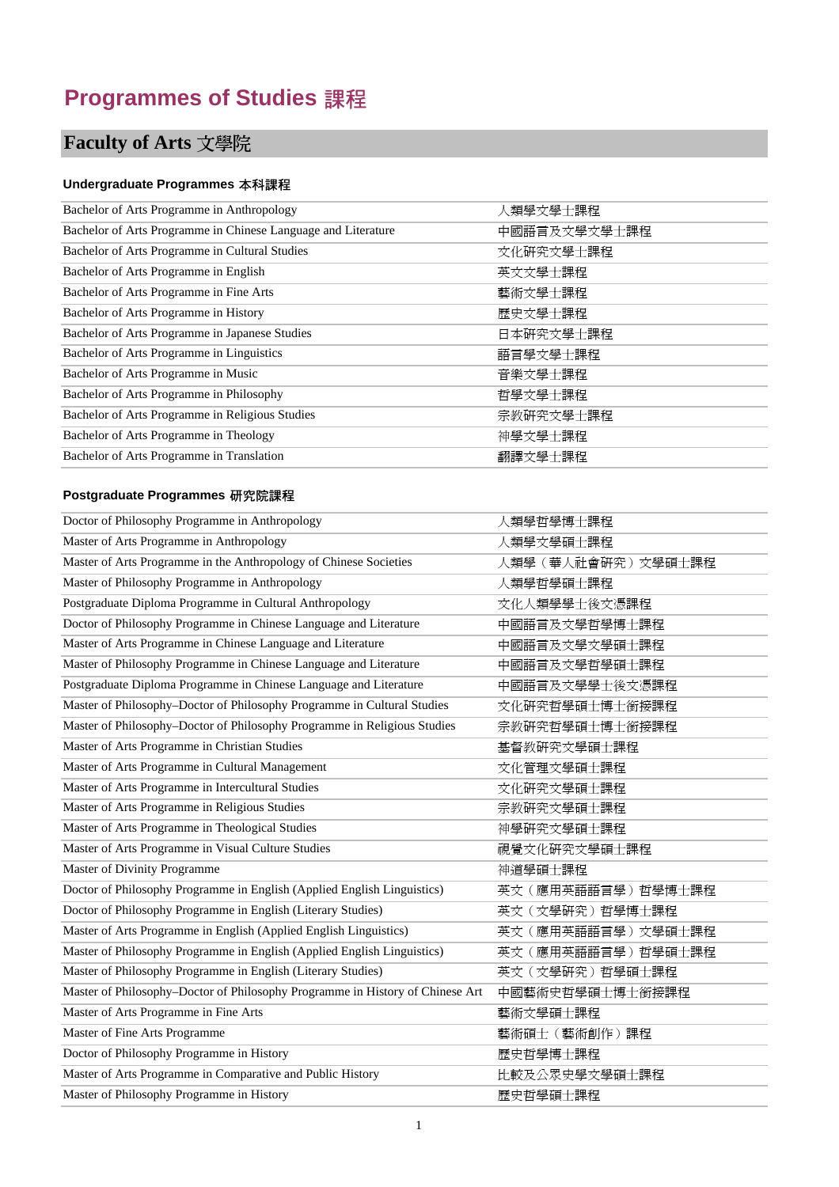# Programmes of Studies 課程

## Faculty of Arts 文學院

### Undergraduate Programmes 本科課程

| | |
|---|---|
| Bachelor of Arts Programme in Anthropology | 人類學文學士課程 |
| Bachelor of Arts Programme in Chinese Language and Literature | 中國語言及文學文學士課程 |
| Bachelor of Arts Programme in Cultural Studies | 文化研究文學士課程 |
| Bachelor of Arts Programme in English | 英文文學士課程 |
| Bachelor of Arts Programme in Fine Arts | 藝術文學士課程 |
| Bachelor of Arts Programme in History | 歷史文學士課程 |
| Bachelor of Arts Programme in Japanese Studies | 日本研究文學士課程 |
| Bachelor of Arts Programme in Linguistics | 語言學文學士課程 |
| Bachelor of Arts Programme in Music | 音樂文學士課程 |
| Bachelor of Arts Programme in Philosophy | 哲學文學士課程 |
| Bachelor of Arts Programme in Religious Studies | 宗教研究文學士課程 |
| Bachelor of Arts Programme in Theology | 神學文學士課程 |
| Bachelor of Arts Programme in Translation | 翻譯文學士課程 |

### Postgraduate Programmes 研究院課程

| | |
|---|---|
| Doctor of Philosophy Programme in Anthropology | 人類學哲學博士課程 |
| Master of Arts Programme in Anthropology | 人類學文學碩士課程 |
| Master of Arts Programme in the Anthropology of Chinese Societies | 人類學（華人社會研究）文學碩士課程 |
| Master of Philosophy Programme in Anthropology | 人類學哲學碩士課程 |
| Postgraduate Diploma Programme in Cultural Anthropology | 文化人類學學士後文憑課程 |
| Doctor of Philosophy Programme in Chinese Language and Literature | 中國語言及文學哲學博士課程 |
| Master of Arts Programme in Chinese Language and Literature | 中國語言及文學文學碩士課程 |
| Master of Philosophy Programme in Chinese Language and Literature | 中國語言及文學哲學碩士課程 |
| Postgraduate Diploma Programme in Chinese Language and Literature | 中國語言及文學學士後文憑課程 |
| Master of Philosophy–Doctor of Philosophy Programme in Cultural Studies | 文化研究哲學碩士博士銜接課程 |
| Master of Philosophy–Doctor of Philosophy Programme in Religious Studies | 宗教研究哲學碩士博士銜接課程 |
| Master of Arts Programme in Christian Studies | 基督教研究文學碩士課程 |
| Master of Arts Programme in Cultural Management | 文化管理文學碩士課程 |
| Master of Arts Programme in Intercultural Studies | 文化研究文學碩士課程 |
| Master of Arts Programme in Religious Studies | 宗教研究文學碩士課程 |
| Master of Arts Programme in Theological Studies | 神學研究文學碩士課程 |
| Master of Arts Programme in Visual Culture Studies | 視覺文化研究文學碩士課程 |
| Master of Divinity Programme | 神道學碩士課程 |
| Doctor of Philosophy Programme in English (Applied English Linguistics) | 英文（應用英語語言學）哲學博士課程 |
| Doctor of Philosophy Programme in English (Literary Studies) | 英文（文學研究）哲學博士課程 |
| Master of Arts Programme in English (Applied English Linguistics) | 英文（應用英語語言學）文學碩士課程 |
| Master of Philosophy Programme in English (Applied English Linguistics) | 英文（應用英語語言學）哲學碩士課程 |
| Master of Philosophy Programme in English (Literary Studies) | 英文（文學研究）哲學碩士課程 |
| Master of Philosophy–Doctor of Philosophy Programme in History of Chinese Art | 中國藝術史哲學碩士博士銜接課程 |
| Master of Arts Programme in Fine Arts | 藝術文學碩士課程 |
| Master of Fine Arts Programme | 藝術碩士（藝術創作）課程 |
| Doctor of Philosophy Programme in History | 歷史哲學博士課程 |
| Master of Arts Programme in Comparative and Public History | 比較及公眾史學文學碩士課程 |
| Master of Philosophy Programme in History | 歷史哲學碩士課程 |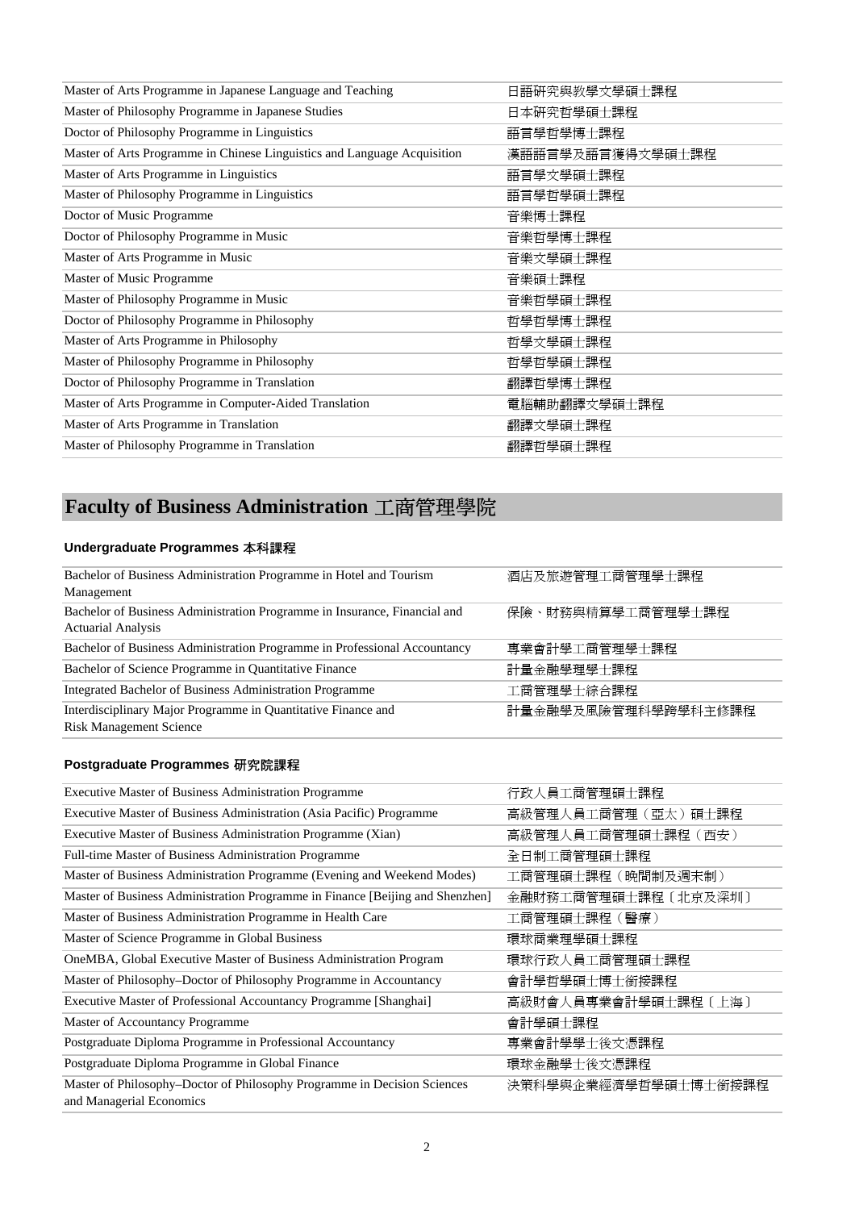| | |
|---|---|
| Master of Arts Programme in Japanese Language and Teaching | 日語研究與教學文學碩士課程 |
| Master of Philosophy Programme in Japanese Studies | 日本研究哲學碩士課程 |
| Doctor of Philosophy Programme in Linguistics | 語言學哲學博士課程 |
| Master of Arts Programme in Chinese Linguistics and Language Acquisition | 漢語語言學及語言獲得文學碩士課程 |
| Master of Arts Programme in Linguistics | 語言學文學碩士課程 |
| Master of Philosophy Programme in Linguistics | 語言學哲學碩士課程 |
| Doctor of Music Programme | 音樂博士課程 |
| Doctor of Philosophy Programme in Music | 音樂哲學博士課程 |
| Master of Arts Programme in Music | 音樂文學碩士課程 |
| Master of Music Programme | 音樂碩士課程 |
| Master of Philosophy Programme in Music | 音樂哲學碩士課程 |
| Doctor of Philosophy Programme in Philosophy | 哲學哲學博士課程 |
| Master of Arts Programme in Philosophy | 哲學文學碩士課程 |
| Master of Philosophy Programme in Philosophy | 哲學哲學碩士課程 |
| Doctor of Philosophy Programme in Translation | 翻譯哲學博士課程 |
| Master of Arts Programme in Computer-Aided Translation | 電腦輔助翻譯文學碩士課程 |
| Master of Arts Programme in Translation | 翻譯文學碩士課程 |
| Master of Philosophy Programme in Translation | 翻譯哲學碩士課程 |

# Faculty of Business Administration 工商管理學院

### Undergraduate Programmes 本科課程

| | |
|---|---|
| Bachelor of Business Administration Programme in Hotel and Tourism Management | 酒店及旅遊管理工商管理學士課程 |
| Bachelor of Business Administration Programme in Insurance, Financial and Actuarial Analysis | 保險、財務與精算學工商管理學士課程 |
| Bachelor of Business Administration Programme in Professional Accountancy | 專業會計學工商管理學士課程 |
| Bachelor of Science Programme in Quantitative Finance | 計量金融學理學士課程 |
| Integrated Bachelor of Business Administration Programme | 工商管理學士綜合課程 |
| Interdisciplinary Major Programme in Quantitative Finance and Risk Management Science | 計量金融學及風險管理科學跨學科主修課程 |

### Postgraduate Programmes 研究院課程

| | |
|---|---|
| Executive Master of Business Administration Programme | 行政人員工商管理碩士課程 |
| Executive Master of Business Administration (Asia Pacific) Programme | 高級管理人員工商管理（亞太）碩士課程 |
| Executive Master of Business Administration Programme (Xian) | 高級管理人員工商管理碩士課程（西安） |
| Full-time Master of Business Administration Programme | 全日制工商管理碩士課程 |
| Master of Business Administration Programme (Evening and Weekend Modes) | 工商管理碩士課程（晚間制及週末制） |
| Master of Business Administration Programme in Finance [Beijing and Shenzhen] | 金融財務工商管理碩士課程〔北京及深圳〕 |
| Master of Business Administration Programme in Health Care | 工商管理碩士課程（醫療） |
| Master of Science Programme in Global Business | 環球商業理學碩士課程 |
| OneMBA, Global Executive Master of Business Administration Program | 環球行政人員工商管理碩士課程 |
| Master of Philosophy–Doctor of Philosophy Programme in Accountancy | 會計學哲學碩士博士銜接課程 |
| Executive Master of Professional Accountancy Programme [Shanghai] | 高級財會人員專業會計學碩士課程〔上海〕 |
| Master of Accountancy Programme | 會計學碩士課程 |
| Postgraduate Diploma Programme in Professional Accountancy | 專業會計學學士後文憑課程 |
| Postgraduate Diploma Programme in Global Finance | 環球金融學士後文憑課程 |
| Master of Philosophy–Doctor of Philosophy Programme in Decision Sciences and Managerial Economics | 決策科學與企業經濟學哲學碩士博士銜接課程 |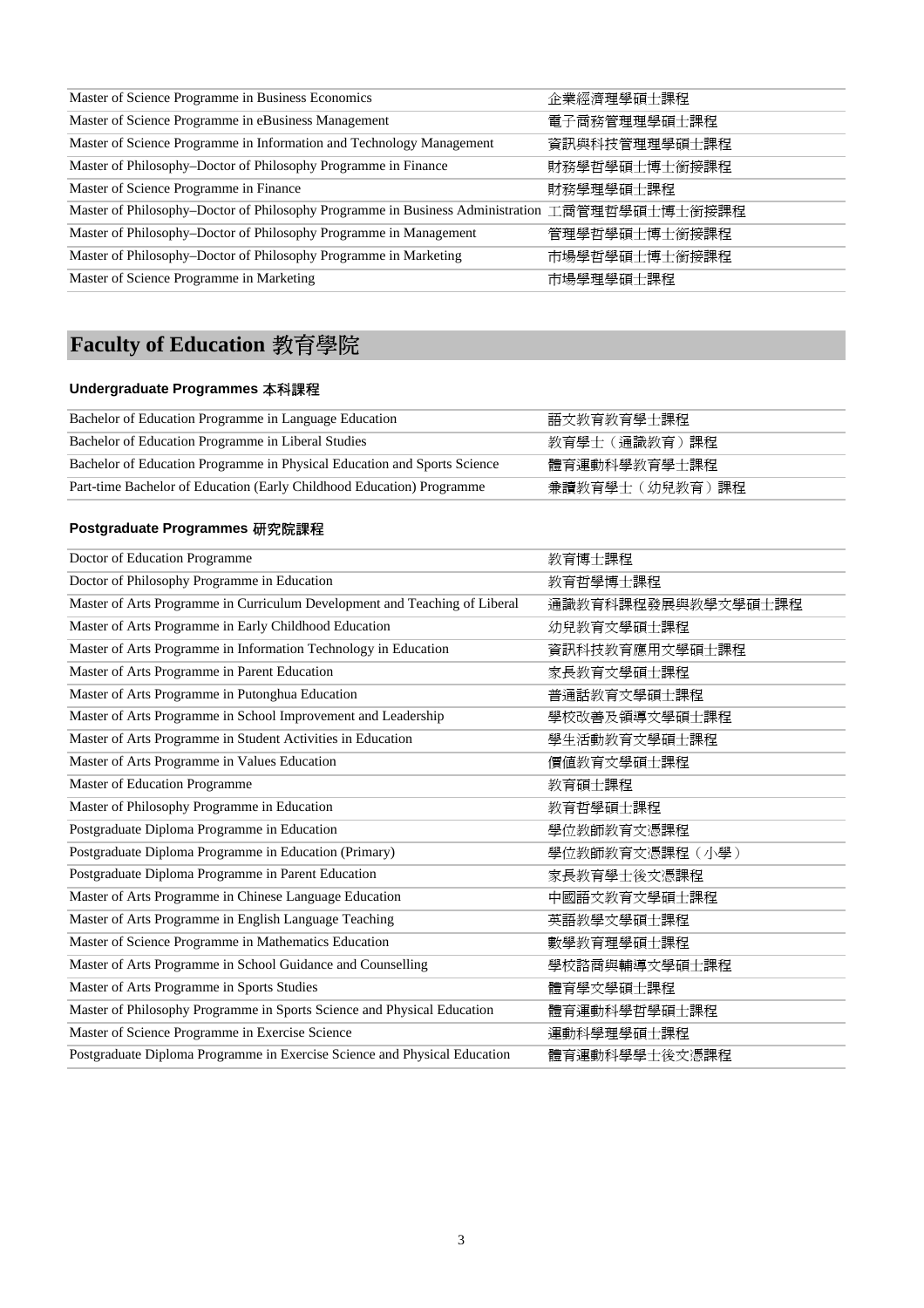| | |
|---|---|
| Master of Science Programme in Business Economics | 企業經濟理學碩士課程 |
| Master of Science Programme in eBusiness Management | 電子商務管理理學碩士課程 |
| Master of Science Programme in Information and Technology Management | 資訊與科技管理理學碩士課程 |
| Master of Philosophy–Doctor of Philosophy Programme in Finance | 財務學哲學碩士博士銜接課程 |
| Master of Science Programme in Finance | 財務學理學碩士課程 |
| Master of Philosophy–Doctor of Philosophy Programme in Business Administration | 工商管理哲學碩士博士銜接課程 |
| Master of Philosophy–Doctor of Philosophy Programme in Management | 管理學哲學碩士博士銜接課程 |
| Master of Philosophy–Doctor of Philosophy Programme in Marketing | 市場學哲學碩士博士銜接課程 |
| Master of Science Programme in Marketing | 市場學理學碩士課程 |

## Faculty of Education 教育學院

### Undergraduate Programmes 本科課程

| | |
|---|---|
| Bachelor of Education Programme in Language Education | 語文教育教育學士課程 |
| Bachelor of Education Programme in Liberal Studies | 教育學士（通識教育）課程 |
| Bachelor of Education Programme in Physical Education and Sports Science | 體育運動科學教育學士課程 |
| Part-time Bachelor of Education (Early Childhood Education) Programme | 兼讀教育學士（幼兒教育）課程 |

### Postgraduate Programmes 研究院課程

| | |
|---|---|
| Doctor of Education Programme | 教育博士課程 |
| Doctor of Philosophy Programme in Education | 教育哲學博士課程 |
| Master of Arts Programme in Curriculum Development and Teaching of Liberal | 通識教育科課程發展與教學文學碩士課程 |
| Master of Arts Programme in Early Childhood Education | 幼兒教育文學碩士課程 |
| Master of Arts Programme in Information Technology in Education | 資訊科技教育應用文學碩士課程 |
| Master of Arts Programme in Parent Education | 家長教育文學碩士課程 |
| Master of Arts Programme in Putonghua Education | 普通話教育文學碩士課程 |
| Master of Arts Programme in School Improvement and Leadership | 學校改善及領導文學碩士課程 |
| Master of Arts Programme in Student Activities in Education | 學生活動教育文學碩士課程 |
| Master of Arts Programme in Values Education | 價值教育文學碩士課程 |
| Master of Education Programme | 教育碩士課程 |
| Master of Philosophy Programme in Education | 教育哲學碩士課程 |
| Postgraduate Diploma Programme in Education | 學位教師教育文憑課程 |
| Postgraduate Diploma Programme in Education (Primary) | 學位教師教育文憑課程（小學） |
| Postgraduate Diploma Programme in Parent Education | 家長教育學士後文憑課程 |
| Master of Arts Programme in Chinese Language Education | 中國語文教育文學碩士課程 |
| Master of Arts Programme in English Language Teaching | 英語教學文學碩士課程 |
| Master of Science Programme in Mathematics Education | 數學教育理學碩士課程 |
| Master of Arts Programme in School Guidance and Counselling | 學校諮商與輔導文學碩士課程 |
| Master of Arts Programme in Sports Studies | 體育學文學碩士課程 |
| Master of Philosophy Programme in Sports Science and Physical Education | 體育運動科學哲學碩士課程 |
| Master of Science Programme in Exercise Science | 運動科學理學碩士課程 |
| Postgraduate Diploma Programme in Exercise Science and Physical Education | 體育運動科學學士後文憑課程 |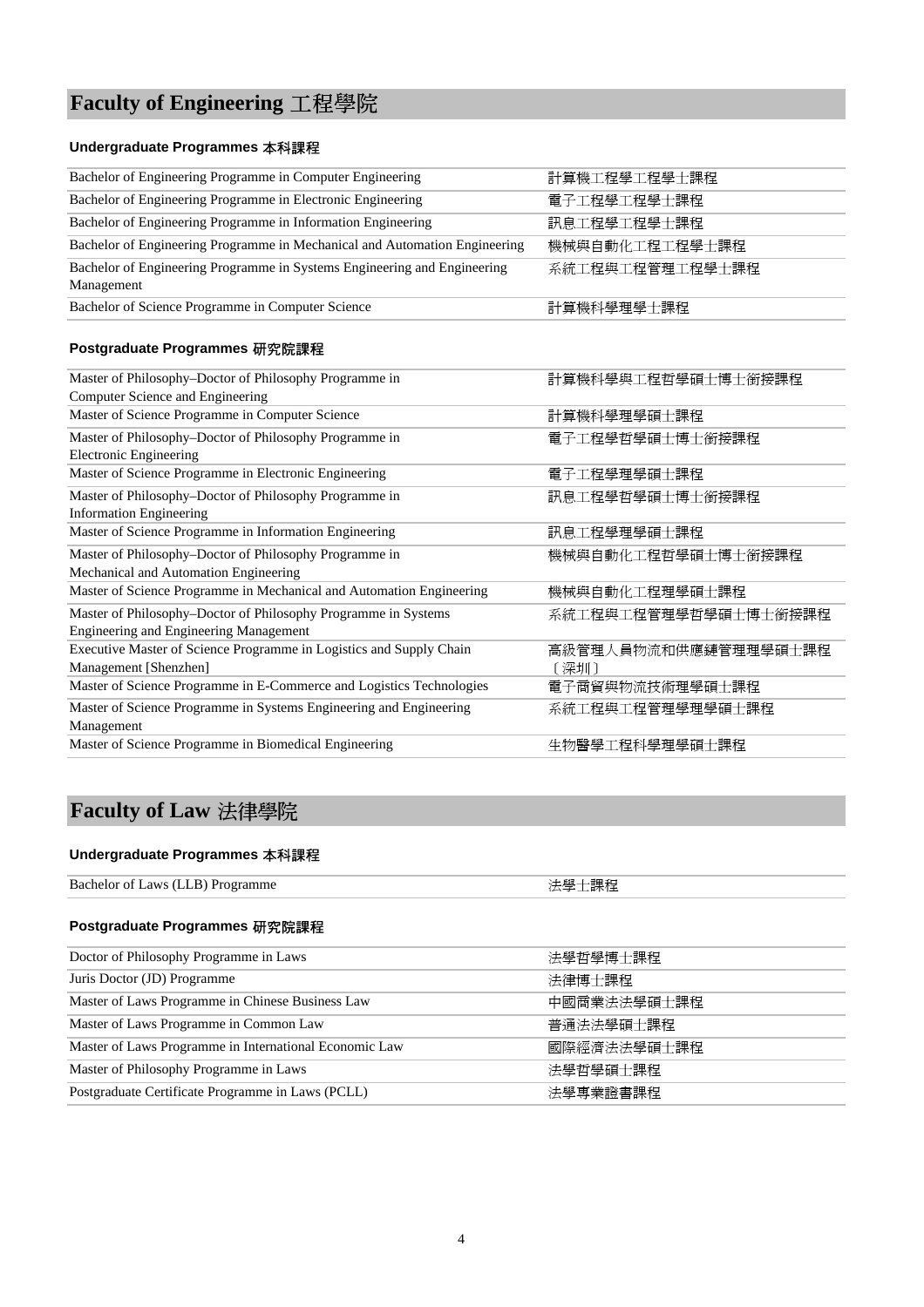# Faculty of Engineering 工程學院

### Undergraduate Programmes 本科課程

| | |
|---|---|
| Bachelor of Engineering Programme in Computer Engineering | 計算機工程學工程學士課程 |
| Bachelor of Engineering Programme in Electronic Engineering | 電子工程學工程學士課程 |
| Bachelor of Engineering Programme in Information Engineering | 訊息工程學工程學士課程 |
| Bachelor of Engineering Programme in Mechanical and Automation Engineering | 機械與自動化工程工程學士課程 |
| Bachelor of Engineering Programme in Systems Engineering and Engineering Management | 系統工程與工程管理工程學士課程 |
| Bachelor of Science Programme in Computer Science | 計算機科學理學士課程 |

### Postgraduate Programmes 研究院課程

| | |
|---|---|
| Master of Philosophy–Doctor of Philosophy Programme in Computer Science and Engineering | 計算機科學與工程哲學碩士博士銜接課程 |
| Master of Science Programme in Computer Science | 計算機科學理學碩士課程 |
| Master of Philosophy–Doctor of Philosophy Programme in Electronic Engineering | 電子工程學哲學碩士博士銜接課程 |
| Master of Science Programme in Electronic Engineering | 電子工程學理學碩士課程 |
| Master of Philosophy–Doctor of Philosophy Programme in Information Engineering | 訊息工程學哲學碩士博士銜接課程 |
| Master of Science Programme in Information Engineering | 訊息工程學理學碩士課程 |
| Master of Philosophy–Doctor of Philosophy Programme in Mechanical and Automation Engineering | 機械與自動化工程哲學碩士博士銜接課程 |
| Master of Science Programme in Mechanical and Automation Engineering | 機械與自動化工程理學碩士課程 |
| Master of Philosophy–Doctor of Philosophy Programme in Systems Engineering and Engineering Management | 系統工程與工程管理學哲學碩士博士銜接課程 |
| Executive Master of Science Programme in Logistics and Supply Chain Management [Shenzhen] | 高級管理人員物流和供應鏈管理理學碩士課程〔深圳〕 |
| Master of Science Programme in E-Commerce and Logistics Technologies | 電子商貿與物流技術理學碩士課程 |
| Master of Science Programme in Systems Engineering and Engineering Management | 系統工程與工程管理學理學碩士課程 |
| Master of Science Programme in Biomedical Engineering | 生物醫學工程科學理學碩士課程 |

# Faculty of Law 法律學院

### Undergraduate Programmes 本科課程

| | |
|---|---|
| Bachelor of Laws (LLB) Programme | 法學士課程 |

### Postgraduate Programmes 研究院課程

| | |
|---|---|
| Doctor of Philosophy Programme in Laws | 法學哲學博士課程 |
| Juris Doctor (JD) Programme | 法律博士課程 |
| Master of Laws Programme in Chinese Business Law | 中國商業法法學碩士課程 |
| Master of Laws Programme in Common Law | 普通法法學碩士課程 |
| Master of Laws Programme in International Economic Law | 國際經濟法法學碩士課程 |
| Master of Philosophy Programme in Laws | 法學哲學碩士課程 |
| Postgraduate Certificate Programme in Laws (PCLL) | 法學專業證書課程 |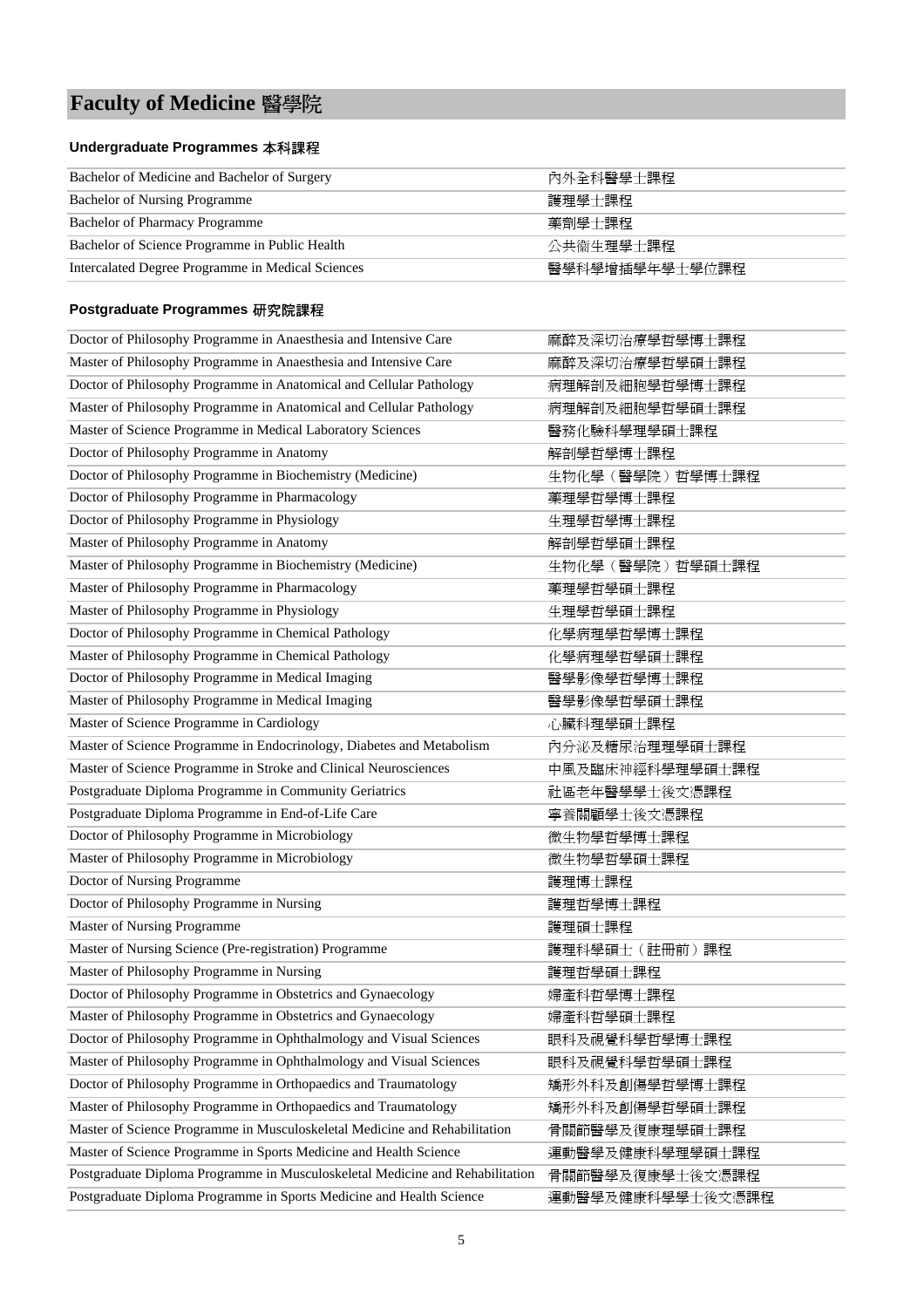# Faculty of Medicine 醫學院

### Undergraduate Programmes 本科課程

| | |
|---|---|
| Bachelor of Medicine and Bachelor of Surgery | 內外全科醫學士課程 |
| Bachelor of Nursing Programme | 護理學士課程 |
| Bachelor of Pharmacy Programme | 藥劑學士課程 |
| Bachelor of Science Programme in Public Health | 公共衞生理學士課程 |
| Intercalated Degree Programme in Medical Sciences | 醫學科學增插學年學士學位課程 |

### Postgraduate Programmes 研究院課程

| | |
|---|---|
| Doctor of Philosophy Programme in Anaesthesia and Intensive Care | 麻醉及深切治療學哲學博士課程 |
| Master of Philosophy Programme in Anaesthesia and Intensive Care | 麻醉及深切治療學哲學碩士課程 |
| Doctor of Philosophy Programme in Anatomical and Cellular Pathology | 病理解剖及細胞學哲學博士課程 |
| Master of Philosophy Programme in Anatomical and Cellular Pathology | 病理解剖及細胞學哲學碩士課程 |
| Master of Science Programme in Medical Laboratory Sciences | 醫務化驗科學理學碩士課程 |
| Doctor of Philosophy Programme in Anatomy | 解剖學哲學博士課程 |
| Doctor of Philosophy Programme in Biochemistry (Medicine) | 生物化學（醫學院）哲學博士課程 |
| Doctor of Philosophy Programme in Pharmacology | 藥理學哲學博士課程 |
| Doctor of Philosophy Programme in Physiology | 生理學哲學博士課程 |
| Master of Philosophy Programme in Anatomy | 解剖學哲學碩士課程 |
| Master of Philosophy Programme in Biochemistry (Medicine) | 生物化學（醫學院）哲學碩士課程 |
| Master of Philosophy Programme in Pharmacology | 藥理學哲學碩士課程 |
| Master of Philosophy Programme in Physiology | 生理學哲學碩士課程 |
| Doctor of Philosophy Programme in Chemical Pathology | 化學病理學哲學博士課程 |
| Master of Philosophy Programme in Chemical Pathology | 化學病理學哲學碩士課程 |
| Doctor of Philosophy Programme in Medical Imaging | 醫學影像學哲學博士課程 |
| Master of Philosophy Programme in Medical Imaging | 醫學影像學哲學碩士課程 |
| Master of Science Programme in Cardiology | 心臟科理學碩士課程 |
| Master of Science Programme in Endocrinology, Diabetes and Metabolism | 內分泌及糖尿治理理學碩士課程 |
| Master of Science Programme in Stroke and Clinical Neurosciences | 中風及臨床神經科學理學碩士課程 |
| Postgraduate Diploma Programme in Community Geriatrics | 社區老年醫學學士後文憑課程 |
| Postgraduate Diploma Programme in End-of-Life Care | 寧養關顧學士後文憑課程 |
| Doctor of Philosophy Programme in Microbiology | 微生物學哲學博士課程 |
| Master of Philosophy Programme in Microbiology | 微生物學哲學碩士課程 |
| Doctor of Nursing Programme | 護理博士課程 |
| Doctor of Philosophy Programme in Nursing | 護理哲學博士課程 |
| Master of Nursing Programme | 護理碩士課程 |
| Master of Nursing Science (Pre-registration) Programme | 護理科學碩士（註冊前）課程 |
| Master of Philosophy Programme in Nursing | 護理哲學碩士課程 |
| Doctor of Philosophy Programme in Obstetrics and Gynaecology | 婦產科哲學博士課程 |
| Master of Philosophy Programme in Obstetrics and Gynaecology | 婦產科哲學碩士課程 |
| Doctor of Philosophy Programme in Ophthalmology and Visual Sciences | 眼科及視覺科學哲學博士課程 |
| Master of Philosophy Programme in Ophthalmology and Visual Sciences | 眼科及視覺科學哲學碩士課程 |
| Doctor of Philosophy Programme in Orthopaedics and Traumatology | 矯形外科及創傷學哲學博士課程 |
| Master of Philosophy Programme in Orthopaedics and Traumatology | 矯形外科及創傷學哲學碩士課程 |
| Master of Science Programme in Musculoskeletal Medicine and Rehabilitation | 骨關節醫學及復康理學碩士課程 |
| Master of Science Programme in Sports Medicine and Health Science | 運動醫學及健康科學理學碩士課程 |
| Postgraduate Diploma Programme in Musculoskeletal Medicine and Rehabilitation | 骨關節醫學及復康學士後文憑課程 |
| Postgraduate Diploma Programme in Sports Medicine and Health Science | 運動醫學及健康科學學士後文憑課程 |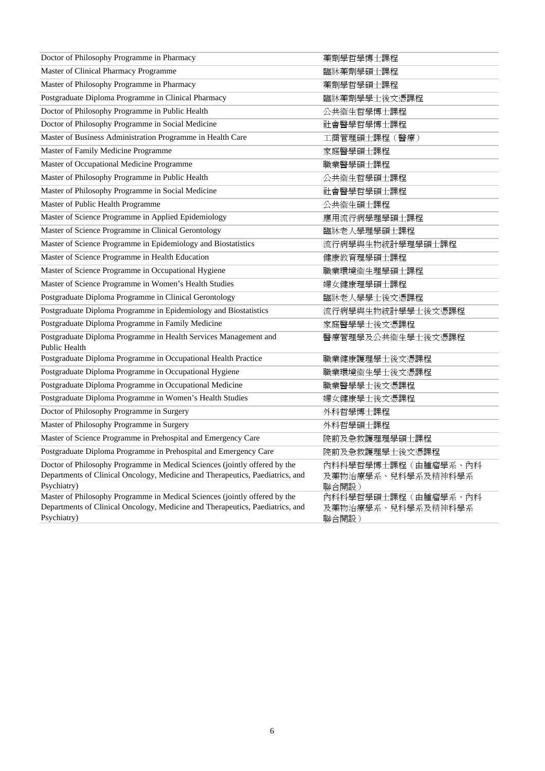| | |
|---|---|
| Doctor of Philosophy Programme in Pharmacy | 藥劑學哲學博士課程 |
| Master of Clinical Pharmacy Programme | 臨牀藥劑學碩士課程 |
| Master of Philosophy Programme in Pharmacy | 藥劑學哲學碩士課程 |
| Postgraduate Diploma Programme in Clinical Pharmacy | 臨牀藥劑學學士後文憑課程 |
| Doctor of Philosophy Programme in Public Health | 公共衞生哲學博士課程 |
| Doctor of Philosophy Programme in Social Medicine | 社會醫學哲學博士課程 |
| Master of Business Administration Programme in Health Care | 工商管理碩士課程（醫療） |
| Master of Family Medicine Programme | 家庭醫學碩士課程 |
| Master of Occupational Medicine Programme | 職業醫學碩士課程 |
| Master of Philosophy Programme in Public Health | 公共衞生哲學碩士課程 |
| Master of Philosophy Programme in Social Medicine | 社會醫學哲學碩士課程 |
| Master of Public Health Programme | 公共衞生碩士課程 |
| Master of Science Programme in Applied Epidemiology | 應用流行病學理學碩士課程 |
| Master of Science Programme in Clinical Gerontology | 臨牀老人學理學碩士課程 |
| Master of Science Programme in Epidemiology and Biostatistics | 流行病學與生物統計學理學碩士課程 |
| Master of Science Programme in Health Education | 健康教育理學碩士課程 |
| Master of Science Programme in Occupational Hygiene | 職業環境衞生理學碩士課程 |
| Master of Science Programme in Women's Health Studies | 婦女健康理學碩士課程 |
| Postgraduate Diploma Programme in Clinical Gerontology | 臨牀老人學學士後文憑課程 |
| Postgraduate Diploma Programme in Epidemiology and Biostatistics | 流行病學與生物統計學學士後文憑課程 |
| Postgraduate Diploma Programme in Family Medicine | 家庭醫學學士後文憑課程 |
| Postgraduate Diploma Programme in Health Services Management and Public Health | 醫療管理學及公共衞生學士後文憑課程 |
| Postgraduate Diploma Programme in Occupational Health Practice | 職業健康護理學士後文憑課程 |
| Postgraduate Diploma Programme in Occupational Hygiene | 職業環境衞生學士後文憑課程 |
| Postgraduate Diploma Programme in Occupational Medicine | 職業醫學學士後文憑課程 |
| Postgraduate Diploma Programme in Women's Health Studies | 婦女健康學士後文憑課程 |
| Doctor of Philosophy Programme in Surgery | 外科哲學博士課程 |
| Master of Philosophy Programme in Surgery | 外科哲學碩士課程 |
| Master of Science Programme in Prehospital and Emergency Care | 院前及急救護理理學碩士課程 |
| Postgraduate Diploma Programme in Prehospital and Emergency Care | 院前及急救護理學士後文憑課程 |
| Doctor of Philosophy Programme in Medical Sciences (jointly offered by the Departments of Clinical Oncology, Medicine and Therapeutics, Paediatrics, and Psychiatry) | 內科科學哲學博士課程（由腫瘤學系、內科及藥物治療學系、兒科學系及精神科學系聯合開設） |
| Master of Philosophy Programme in Medical Sciences (jointly offered by the Departments of Clinical Oncology, Medicine and Therapeutics, Paediatrics, and Psychiatry) | 內科科學哲學碩士課程（由腫瘤學系、內科及藥物治療學系、兒科學系及精神科學系聯合開設） |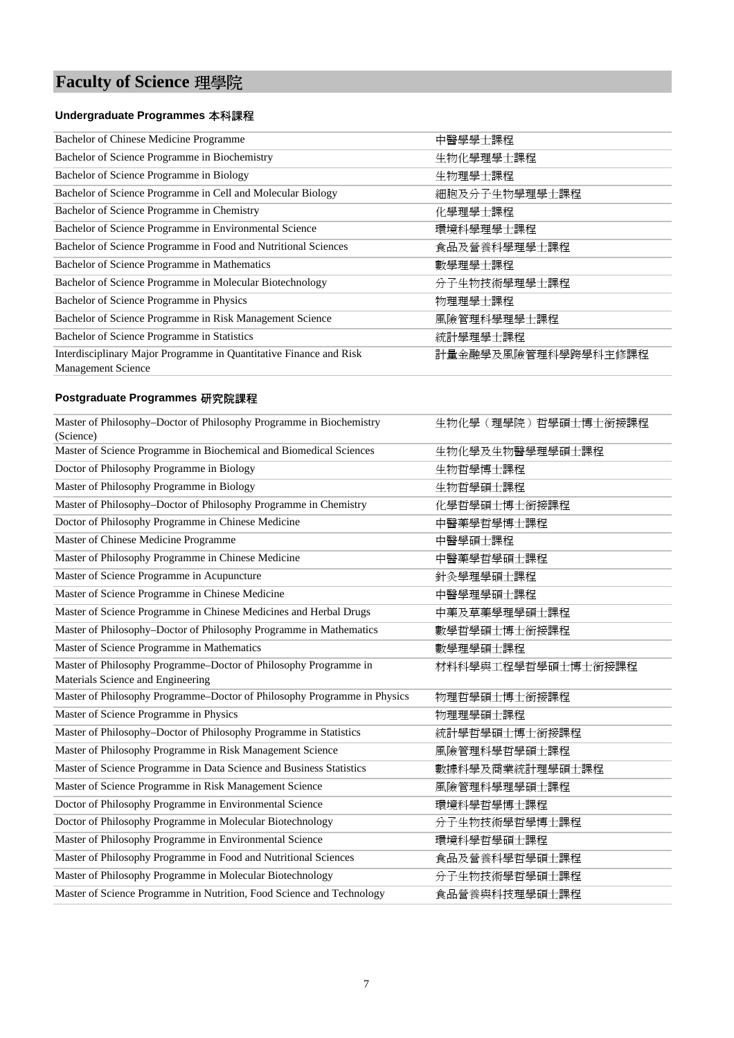# Faculty of Science 理學院

### Undergraduate Programmes 本科課程

| | |
|---|---|
| Bachelor of Chinese Medicine Programme | 中醫學學士課程 |
| Bachelor of Science Programme in Biochemistry | 生物化學理學士課程 |
| Bachelor of Science Programme in Biology | 生物理學士課程 |
| Bachelor of Science Programme in Cell and Molecular Biology | 細胞及分子生物學理學士課程 |
| Bachelor of Science Programme in Chemistry | 化學理學士課程 |
| Bachelor of Science Programme in Environmental Science | 環境科學理學士課程 |
| Bachelor of Science Programme in Food and Nutritional Sciences | 食品及營養科學理學士課程 |
| Bachelor of Science Programme in Mathematics | 數學理學士課程 |
| Bachelor of Science Programme in Molecular Biotechnology | 分子生物技術學理學士課程 |
| Bachelor of Science Programme in Physics | 物理理學士課程 |
| Bachelor of Science Programme in Risk Management Science | 風險管理科學理學士課程 |
| Bachelor of Science Programme in Statistics | 統計學理學士課程 |
| Interdisciplinary Major Programme in Quantitative Finance and Risk Management Science | 計量金融學及風險管理科學跨學科主修課程 |

### Postgraduate Programmes 研究院課程

| | |
|---|---|
| Master of Philosophy–Doctor of Philosophy Programme in Biochemistry (Science) | 生物化學（理學院）哲學碩士博士銜接課程 |
| Master of Science Programme in Biochemical and Biomedical Sciences | 生物化學及生物醫學理學碩士課程 |
| Doctor of Philosophy Programme in Biology | 生物哲學博士課程 |
| Master of Philosophy Programme in Biology | 生物哲學碩士課程 |
| Master of Philosophy–Doctor of Philosophy Programme in Chemistry | 化學哲學碩士博士銜接課程 |
| Doctor of Philosophy Programme in Chinese Medicine | 中醫藥學哲學博士課程 |
| Master of Chinese Medicine Programme | 中醫學碩士課程 |
| Master of Philosophy Programme in Chinese Medicine | 中醫藥學哲學碩士課程 |
| Master of Science Programme in Acupuncture | 針灸學理學碩士課程 |
| Master of Science Programme in Chinese Medicine | 中醫學理學碩士課程 |
| Master of Science Programme in Chinese Medicines and Herbal Drugs | 中藥及草藥學理學碩士課程 |
| Master of Philosophy–Doctor of Philosophy Programme in Mathematics | 數學哲學碩士博士銜接課程 |
| Master of Science Programme in Mathematics | 數學理學碩士課程 |
| Master of Philosophy Programme–Doctor of Philosophy Programme in Materials Science and Engineering | 材料科學與工程學哲學碩士博士銜接課程 |
| Master of Philosophy Programme–Doctor of Philosophy Programme in Physics | 物理哲學碩士博士銜接課程 |
| Master of Science Programme in Physics | 物理理學碩士課程 |
| Master of Philosophy–Doctor of Philosophy Programme in Statistics | 統計學哲學碩士博士銜接課程 |
| Master of Philosophy Programme in Risk Management Science | 風險管理科學哲學碩士課程 |
| Master of Science Programme in Data Science and Business Statistics | 數據科學及商業統計理學碩士課程 |
| Master of Science Programme in Risk Management Science | 風險管理科學理學碩士課程 |
| Doctor of Philosophy Programme in Environmental Science | 環境科學哲學博士課程 |
| Doctor of Philosophy Programme in Molecular Biotechnology | 分子生物技術學哲學博士課程 |
| Master of Philosophy Programme in Environmental Science | 環境科學哲學碩士課程 |
| Master of Philosophy Programme in Food and Nutritional Sciences | 食品及營養科學哲學碩士課程 |
| Master of Philosophy Programme in Molecular Biotechnology | 分子生物技術學哲學碩士課程 |
| Master of Science Programme in Nutrition, Food Science and Technology | 食品營養與科技理學碩士課程 |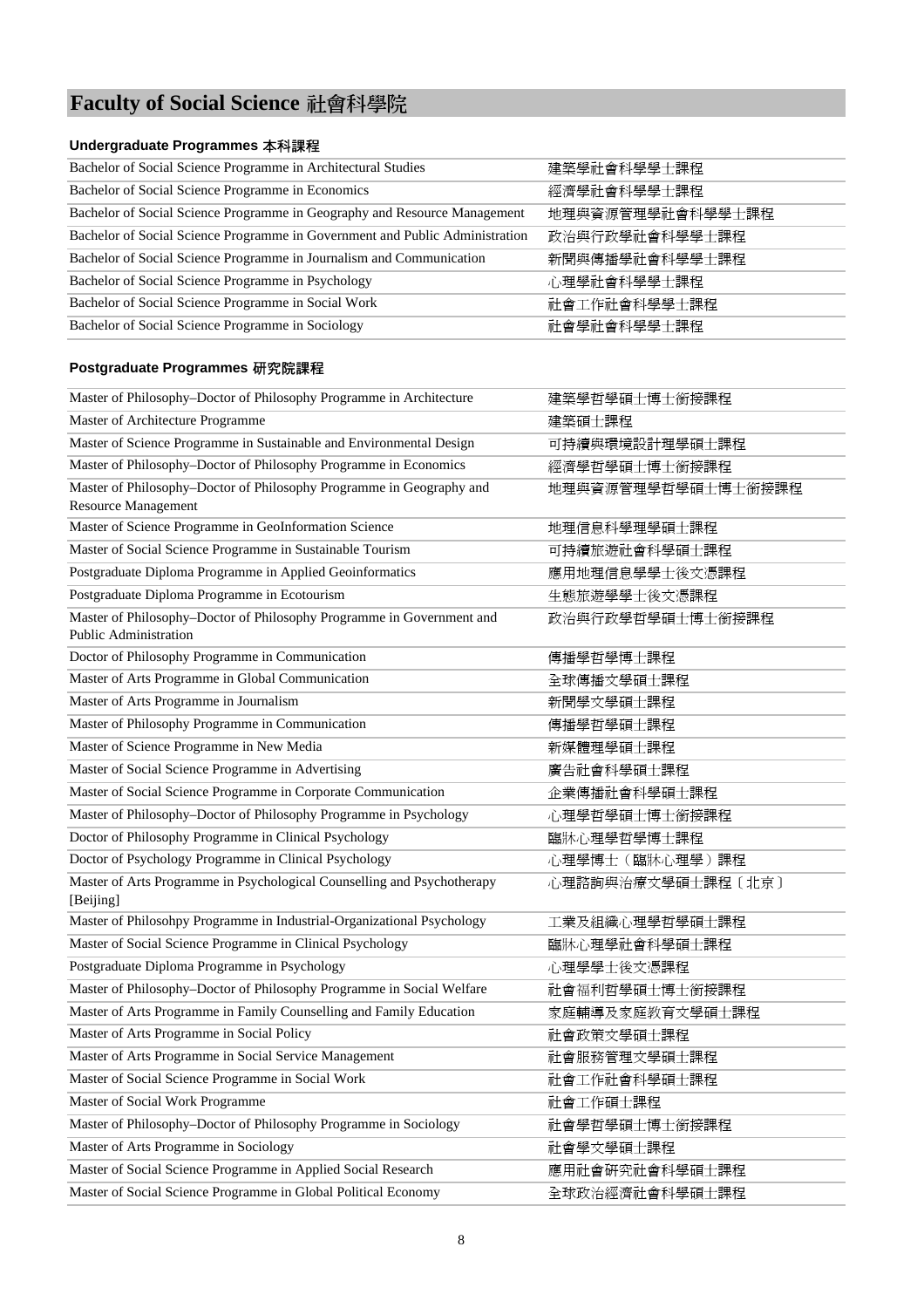# Faculty of Social Science 社會科學院

### Undergraduate Programmes 本科課程

| | |
|---|---|
| Bachelor of Social Science Programme in Architectural Studies | 建築學社會科學學士課程 |
| Bachelor of Social Science Programme in Economics | 經濟學社會科學學士課程 |
| Bachelor of Social Science Programme in Geography and Resource Management | 地理與資源管理學社會科學學士課程 |
| Bachelor of Social Science Programme in Government and Public Administration | 政治與行政學社會科學學士課程 |
| Bachelor of Social Science Programme in Journalism and Communication | 新聞與傳播學社會科學學士課程 |
| Bachelor of Social Science Programme in Psychology | 心理學社會科學學士課程 |
| Bachelor of Social Science Programme in Social Work | 社會工作社會科學學士課程 |
| Bachelor of Social Science Programme in Sociology | 社會學社會科學學士課程 |

### Postgraduate Programmes 研究院課程

| | |
|---|---|
| Master of Philosophy–Doctor of Philosophy Programme in Architecture | 建築學哲學碩士博士銜接課程 |
| Master of Architecture Programme | 建築碩士課程 |
| Master of Science Programme in Sustainable and Environmental Design | 可持續與環境設計理學碩士課程 |
| Master of Philosophy–Doctor of Philosophy Programme in Economics | 經濟學哲學碩士博士銜接課程 |
| Master of Philosophy–Doctor of Philosophy Programme in Geography and Resource Management | 地理與資源管理學哲學碩士博士銜接課程 |
| Master of Science Programme in GeoInformation Science | 地理信息科學理學碩士課程 |
| Master of Social Science Programme in Sustainable Tourism | 可持續旅遊社會科學碩士課程 |
| Postgraduate Diploma Programme in Applied Geoinformatics | 應用地理信息學學士後文憑課程 |
| Postgraduate Diploma Programme in Ecotourism | 生態旅遊學學士後文憑課程 |
| Master of Philosophy–Doctor of Philosophy Programme in Government and Public Administration | 政治與行政學哲學碩士博士銜接課程 |
| Doctor of Philosophy Programme in Communication | 傳播學哲學博士課程 |
| Master of Arts Programme in Global Communication | 全球傳播文學碩士課程 |
| Master of Arts Programme in Journalism | 新聞學文學碩士課程 |
| Master of Philosophy Programme in Communication | 傳播學哲學碩士課程 |
| Master of Science Programme in New Media | 新媒體理學碩士課程 |
| Master of Social Science Programme in Advertising | 廣告社會科學碩士課程 |
| Master of Social Science Programme in Corporate Communication | 企業傳播社會科學碩士課程 |
| Master of Philosophy–Doctor of Philosophy Programme in Psychology | 心理學哲學碩士博士銜接課程 |
| Doctor of Philosophy Programme in Clinical Psychology | 臨牀心理學哲學博士課程 |
| Doctor of Psychology Programme in Clinical Psychology | 心理學博士（臨牀心理學）課程 |
| Master of Arts Programme in Psychological Counselling and Psychotherapy [Beijing] | 心理諮詢與治療文學碩士課程〔北京〕 |
| Master of Philosohpy Programme in Industrial-Organizational Psychology | 工業及組織心理學哲學碩士課程 |
| Master of Social Science Programme in Clinical Psychology | 臨牀心理學社會科學碩士課程 |
| Postgraduate Diploma Programme in Psychology | 心理學學士後文憑課程 |
| Master of Philosophy–Doctor of Philosophy Programme in Social Welfare | 社會福利哲學碩士博士銜接課程 |
| Master of Arts Programme in Family Counselling and Family Education | 家庭輔導及家庭教育文學碩士課程 |
| Master of Arts Programme in Social Policy | 社會政策文學碩士課程 |
| Master of Arts Programme in Social Service Management | 社會服務管理文學碩士課程 |
| Master of Social Science Programme in Social Work | 社會工作社會科學碩士課程 |
| Master of Social Work Programme | 社會工作碩士課程 |
| Master of Philosophy–Doctor of Philosophy Programme in Sociology | 社會學哲學碩士博士銜接課程 |
| Master of Arts Programme in Sociology | 社會學文學碩士課程 |
| Master of Social Science Programme in Applied Social Research | 應用社會研究社會科學碩士課程 |
| Master of Social Science Programme in Global Political Economy | 全球政治經濟社會科學碩士課程 |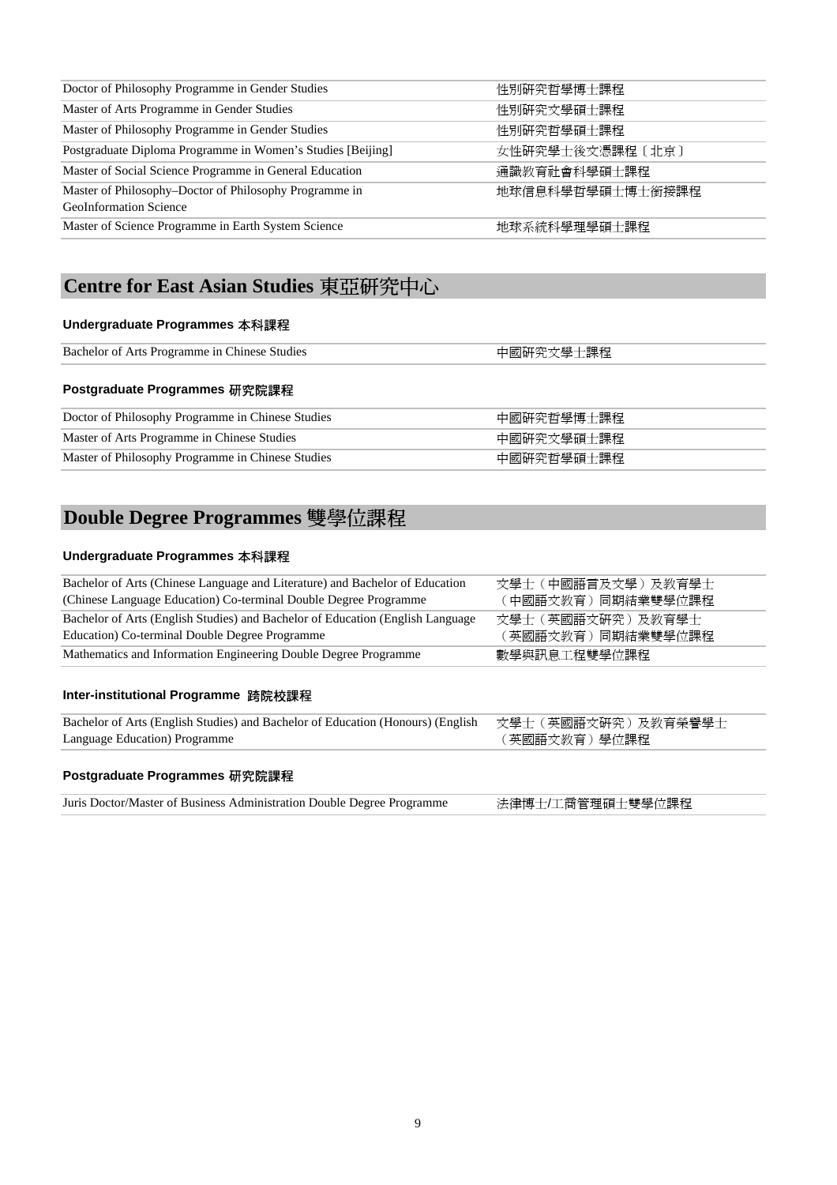| | |
|---|---|
| Doctor of Philosophy Programme in Gender Studies | 性別研究哲學博士課程 |
| Master of Arts Programme in Gender Studies | 性別研究文學碩士課程 |
| Master of Philosophy Programme in Gender Studies | 性別研究哲學碩士課程 |
| Postgraduate Diploma Programme in Women's Studies [Beijing] | 女性研究學士後文憑課程〔北京〕 |
| Master of Social Science Programme in General Education | 通識教育社會科學碩士課程 |
| Master of Philosophy–Doctor of Philosophy Programme in GeoInformation Science | 地球信息科學哲學碩士博士銜接課程 |
| Master of Science Programme in Earth System Science | 地球系統科學理學碩士課程 |

## Centre for East Asian Studies 東亞研究中心

### Undergraduate Programmes 本科課程

| | |
|---|---|
| Bachelor of Arts Programme in Chinese Studies | 中國研究文學士課程 |

### Postgraduate Programmes 研究院課程

| | |
|---|---|
| Doctor of Philosophy Programme in Chinese Studies | 中國研究哲學博士課程 |
| Master of Arts Programme in Chinese Studies | 中國研究文學碩士課程 |
| Master of Philosophy Programme in Chinese Studies | 中國研究哲學碩士課程 |

## Double Degree Programmes 雙學位課程

### Undergraduate Programmes 本科課程

| | |
|---|---|
| Bachelor of Arts (Chinese Language and Literature) and Bachelor of Education (Chinese Language Education) Co-terminal Double Degree Programme | 文學士（中國語言及文學）及教育學士（中國語文教育）同期結業雙學位課程 |
| Bachelor of Arts (English Studies) and Bachelor of Education (English Language Education) Co-terminal Double Degree Programme | 文學士（英國語文研究）及教育學士（英國語文教育）同期結業雙學位課程 |
| Mathematics and Information Engineering Double Degree Programme | 數學與訊息工程雙學位課程 |

### Inter-institutional Programme 跨院校課程

| | |
|---|---|
| Bachelor of Arts (English Studies) and Bachelor of Education (Honours) (English Language Education) Programme | 文學士（英國語文研究）及教育榮譽學士（英國語文教育）學位課程 |

### Postgraduate Programmes 研究院課程

| | |
|---|---|
| Juris Doctor/Master of Business Administration Double Degree Programme | 法律博士/工商管理碩士雙學位課程 |